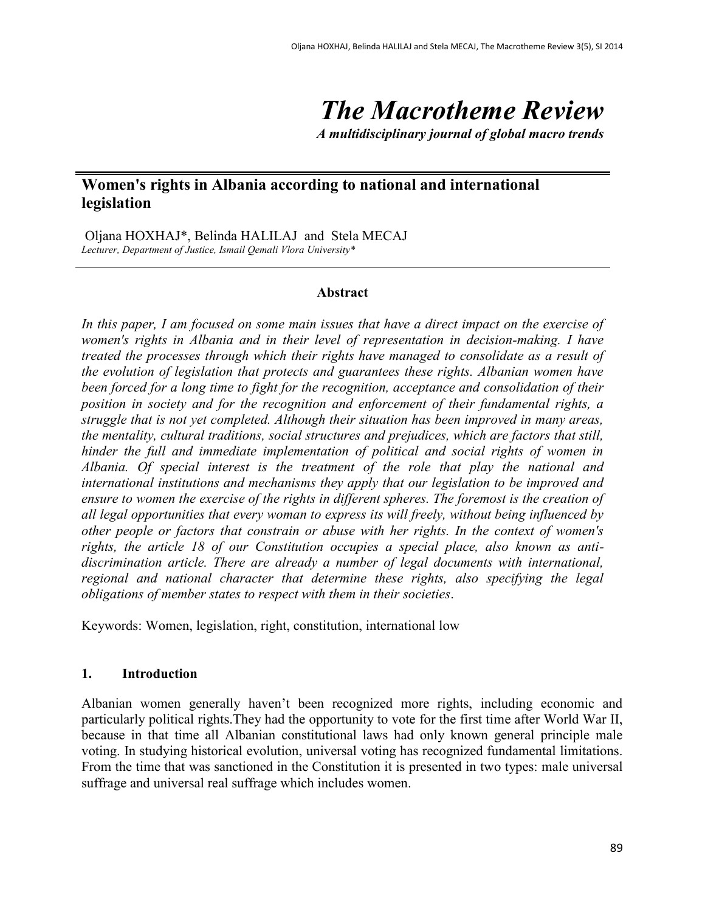# The Macrotheme Review

*A multidisciplinary journal of global macro trends*

## Women's rights in Albania according to national and international legislation

Oljana HOXHAJ*, Belinda HALILAJ and Stela MECAJ

*Lecturer, Department of Justice, Ismail Qemali Vlora University**

### Abstract

*In this paper, I am focused on some main issues that have a direct impact on the exercise of women's rights in Albania and in their level of representation in decision-making. I have treated the processes through which their rights have managed to consolidate as a result of the evolution of legislation that protects and guarantees these rights. Albanian women have been forced for a long time to fight for the recognition, acceptance and consolidation of their position in society and for the recognition and enforcement of their fundamental rights, a struggle that is not yet completed. Although their situation has been improved in many areas, the mentality, cultural traditions, social structures and prejudices, which are factors that still, hinder the full and immediate implementation of political and social rights of women in Albania. Of special interest is the treatment of the role that play the national and international institutions and mechanisms they apply that our legislation to be improved and ensure to women the exercise of the rights in different spheres. The foremost is the creation of all legal opportunities that every woman to express its will freely, without being influenced by other people or factors that constrain or abuse with her rights. In the context of women's rights, the article 18 of our Constitution occupies a special place, also known as anti-discrimination article. There are already a number of legal documents with international, regional and national character that determine these rights, also specifying the legal obligations of member states to respect with them in their societies.*

Keywords: Women, legislation, right, constitution, international low

### 1. Introduction

Albanian women generally haven't been recognized more rights, including economic and particularly political rights.They had the opportunity to vote for the first time after World War II, because in that time all Albanian constitutional laws had only known general principle male voting. In studying historical evolution, universal voting has recognized fundamental limitations. From the time that was sanctioned in the Constitution it is presented in two types: male universal suffrage and universal real suffrage which includes women.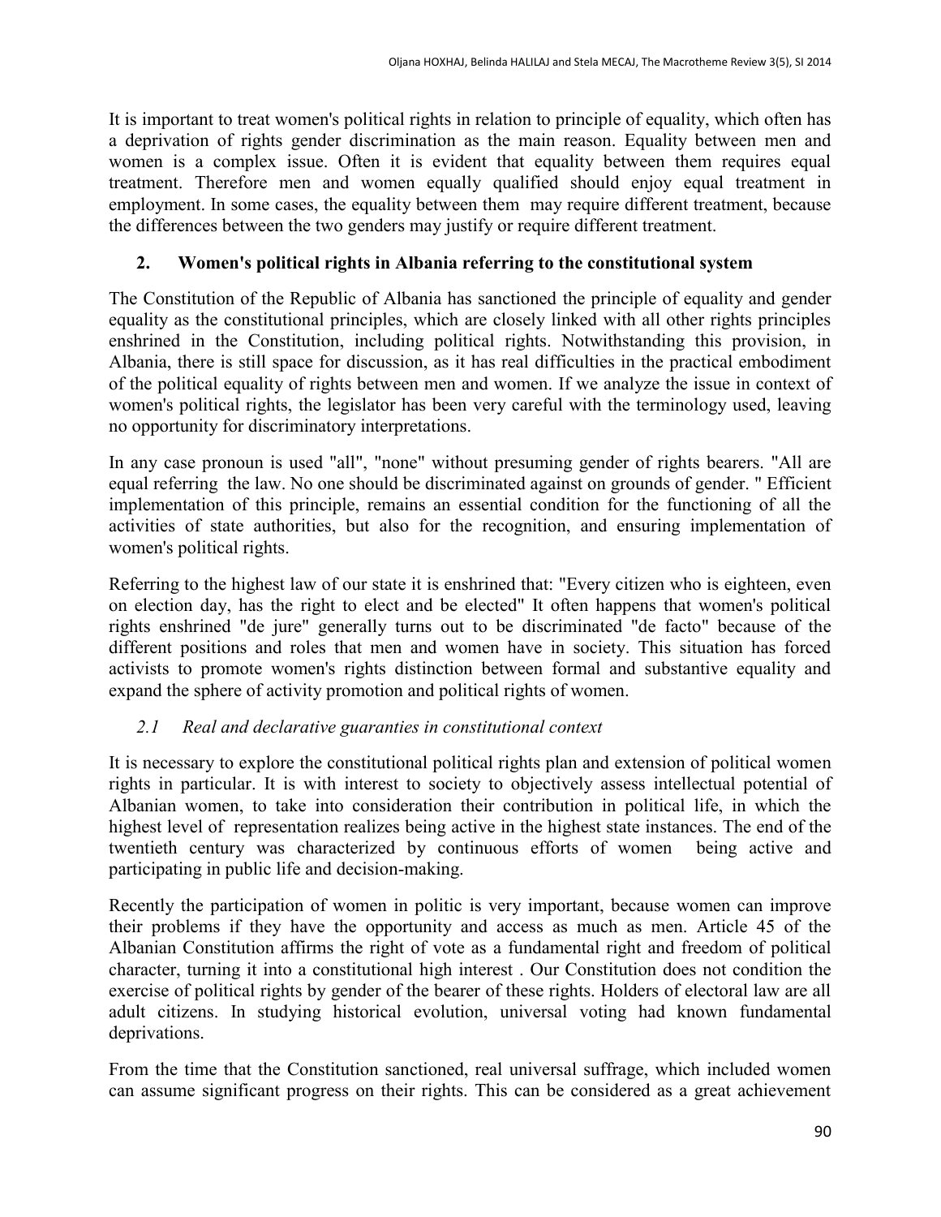It is important to treat women's political rights in relation to principle of equality, which often has a deprivation of rights gender discrimination as the main reason. Equality between men and women is a complex issue. Often it is evident that equality between them requires equal treatment. Therefore men and women equally qualified should enjoy equal treatment in employment. In some cases, the equality between them may require different treatment, because the differences between the two genders may justify or require different treatment.

## 2. Women's political rights in Albania referring to the constitutional system

The Constitution of the Republic of Albania has sanctioned the principle of equality and gender equality as the constitutional principles, which are closely linked with all other rights principles enshrined in the Constitution, including political rights. Notwithstanding this provision, in Albania, there is still space for discussion, as it has real difficulties in the practical embodiment of the political equality of rights between men and women. If we analyze the issue in context of women's political rights, the legislator has been very careful with the terminology used, leaving no opportunity for discriminatory interpretations.

In any case pronoun is used "all", "none" without presuming gender of rights bearers. "All are equal referring the law. No one should be discriminated against on grounds of gender. " Efficient implementation of this principle, remains an essential condition for the functioning of all the activities of state authorities, but also for the recognition, and ensuring implementation of women's political rights.

Referring to the highest law of our state it is enshrined that: "Every citizen who is eighteen, even on election day, has the right to elect and be elected" It often happens that women's political rights enshrined "de jure" generally turns out to be discriminated "de facto" because of the different positions and roles that men and women have in society. This situation has forced activists to promote women's rights distinction between formal and substantive equality and expand the sphere of activity promotion and political rights of women.

### *2.1 Real and declarative guaranties in constitutional context*

It is necessary to explore the constitutional political rights plan and extension of political women rights in particular. It is with interest to society to objectively assess intellectual potential of Albanian women, to take into consideration their contribution in political life, in which the highest level of representation realizes being active in the highest state instances. The end of the twentieth century was characterized by continuous efforts of women being active and participating in public life and decision-making.

Recently the participation of women in politic is very important, because women can improve their problems if they have the opportunity and access as much as men. Article 45 of the Albanian Constitution affirms the right of vote as a fundamental right and freedom of political character, turning it into a constitutional high interest . Our Constitution does not condition the exercise of political rights by gender of the bearer of these rights. Holders of electoral law are all adult citizens. In studying historical evolution, universal voting had known fundamental deprivations.

From the time that the Constitution sanctioned, real universal suffrage, which included women can assume significant progress on their rights. This can be considered as a great achievement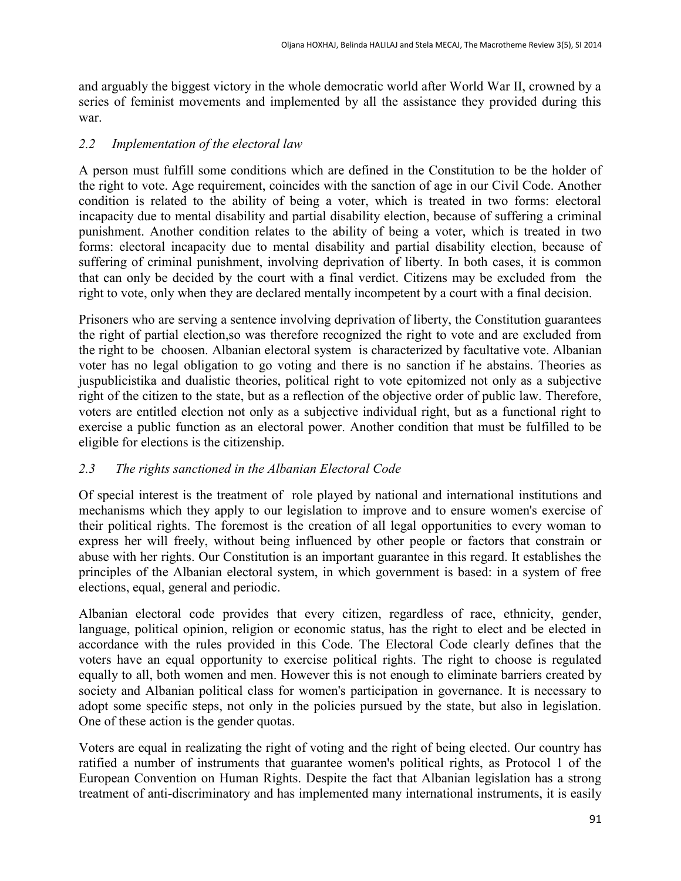and arguably the biggest victory in the whole democratic world after World War II, crowned by a series of feminist movements and implemented by all the assistance they provided during this war.

### *2.2 Implementation of the electoral law*

A person must fulfill some conditions which are defined in the Constitution to be the holder of the right to vote. Age requirement, coincides with the sanction of age in our Civil Code. Another condition is related to the ability of being a voter, which is treated in two forms: electoral incapacity due to mental disability and partial disability election, because of suffering a criminal punishment. Another condition relates to the ability of being a voter, which is treated in two forms: electoral incapacity due to mental disability and partial disability election, because of suffering of criminal punishment, involving deprivation of liberty. In both cases, it is common that can only be decided by the court with a final verdict. Citizens may be excluded from the right to vote, only when they are declared mentally incompetent by a court with a final decision.

Prisoners who are serving a sentence involving deprivation of liberty, the Constitution guarantees the right of partial election,so was therefore recognized the right to vote and are excluded from the right to be choosen. Albanian electoral system is characterized by facultative vote. Albanian voter has no legal obligation to go voting and there is no sanction if he abstains. Theories as juspublicistika and dualistic theories, political right to vote epitomized not only as a subjective right of the citizen to the state, but as a reflection of the objective order of public law. Therefore, voters are entitled election not only as a subjective individual right, but as a functional right to exercise a public function as an electoral power. Another condition that must be fulfilled to be eligible for elections is the citizenship.

### *2.3 The rights sanctioned in the Albanian Electoral Code*

Of special interest is the treatment of role played by national and international institutions and mechanisms which they apply to our legislation to improve and to ensure women's exercise of their political rights. The foremost is the creation of all legal opportunities to every woman to express her will freely, without being influenced by other people or factors that constrain or abuse with her rights. Our Constitution is an important guarantee in this regard. It establishes the principles of the Albanian electoral system, in which government is based: in a system of free elections, equal, general and periodic.

Albanian electoral code provides that every citizen, regardless of race, ethnicity, gender, language, political opinion, religion or economic status, has the right to elect and be elected in accordance with the rules provided in this Code. The Electoral Code clearly defines that the voters have an equal opportunity to exercise political rights. The right to choose is regulated equally to all, both women and men. However this is not enough to eliminate barriers created by society and Albanian political class for women's participation in governance. It is necessary to adopt some specific steps, not only in the policies pursued by the state, but also in legislation. One of these action is the gender quotas.

Voters are equal in realizating the right of voting and the right of being elected. Our country has ratified a number of instruments that guarantee women's political rights, as Protocol 1 of the European Convention on Human Rights. Despite the fact that Albanian legislation has a strong treatment of anti-discriminatory and has implemented many international instruments, it is easily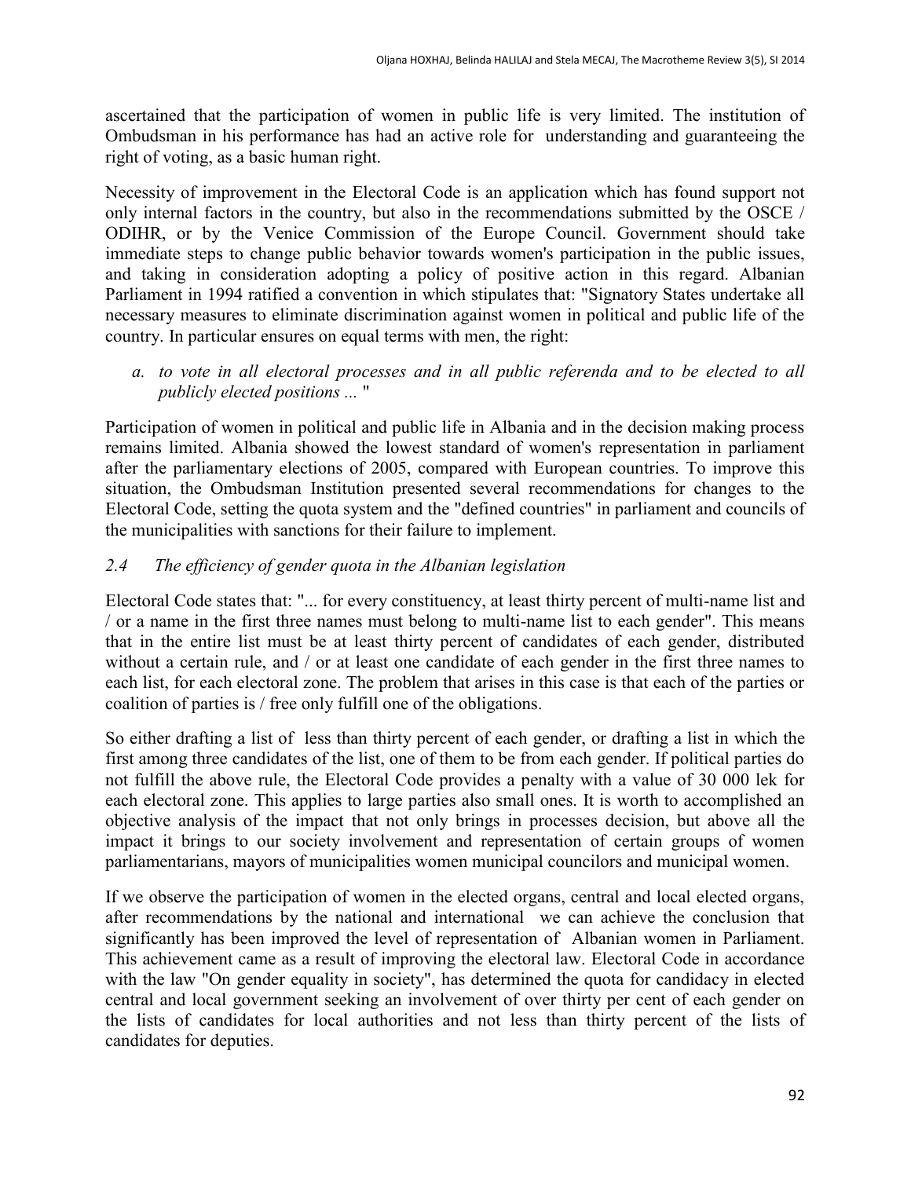ascertained that the participation of women in public life is very limited. The institution of Ombudsman in his performance has had an active role for understanding and guaranteeing the right of voting, as a basic human right.

Necessity of improvement in the Electoral Code is an application which has found support not only internal factors in the country, but also in the recommendations submitted by the OSCE / ODIHR, or by the Venice Commission of the Europe Council. Government should take immediate steps to change public behavior towards women's participation in the public issues, and taking in consideration adopting a policy of positive action in this regard. Albanian Parliament in 1994 ratified a convention in which stipulates that: "Signatory States undertake all necessary measures to eliminate discrimination against women in political and public life of the country. In particular ensures on equal terms with men, the right:

*a. to vote in all electoral processes and in all public referenda and to be elected to all publicly elected positions ...* "

Participation of women in political and public life in Albania and in the decision making process remains limited. Albania showed the lowest standard of women's representation in parliament after the parliamentary elections of 2005, compared with European countries. To improve this situation, the Ombudsman Institution presented several recommendations for changes to the Electoral Code, setting the quota system and the "defined countries" in parliament and councils of the municipalities with sanctions for their failure to implement.

### *2.4 The efficiency of gender quota in the Albanian legislation*

Electoral Code states that: "... for every constituency, at least thirty percent of multi-name list and / or a name in the first three names must belong to multi-name list to each gender". This means that in the entire list must be at least thirty percent of candidates of each gender, distributed without a certain rule, and / or at least one candidate of each gender in the first three names to each list, for each electoral zone. The problem that arises in this case is that each of the parties or coalition of parties is / free only fulfill one of the obligations.

So either drafting a list of less than thirty percent of each gender, or drafting a list in which the first among three candidates of the list, one of them to be from each gender. If political parties do not fulfill the above rule, the Electoral Code provides a penalty with a value of 30 000 lek for each electoral zone. This applies to large parties also small ones. It is worth to accomplished an objective analysis of the impact that not only brings in processes decision, but above all the impact it brings to our society involvement and representation of certain groups of women parliamentarians, mayors of municipalities women municipal councilors and municipal women.

If we observe the participation of women in the elected organs, central and local elected organs, after recommendations by the national and international we can achieve the conclusion that significantly has been improved the level of representation of Albanian women in Parliament. This achievement came as a result of improving the electoral law. Electoral Code in accordance with the law "On gender equality in society", has determined the quota for candidacy in elected central and local government seeking an involvement of over thirty per cent of each gender on the lists of candidates for local authorities and not less than thirty percent of the lists of candidates for deputies.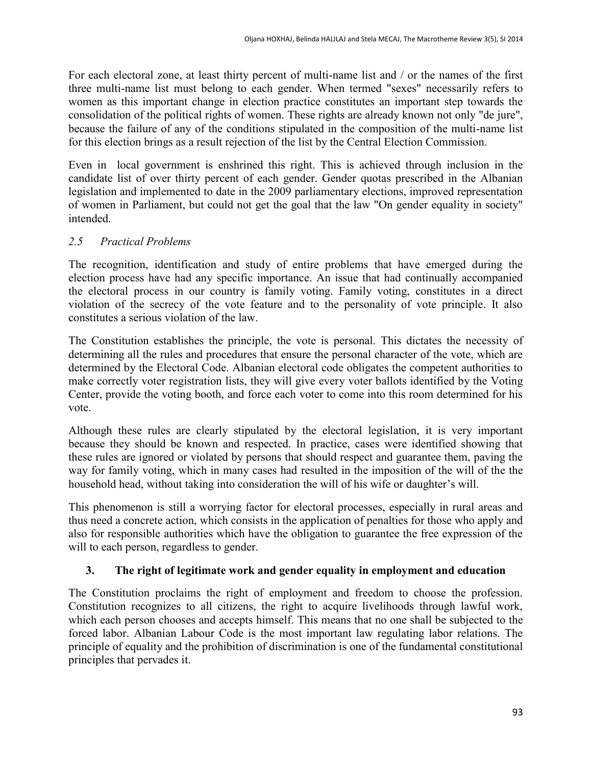For each electoral zone, at least thirty percent of multi-name list and / or the names of the first three multi-name list must belong to each gender. When termed "sexes" necessarily refers to women as this important change in election practice constitutes an important step towards the consolidation of the political rights of women. These rights are already known not only "de jure", because the failure of any of the conditions stipulated in the composition of the multi-name list for this election brings as a result rejection of the list by the Central Election Commission.

Even in local government is enshrined this right. This is achieved through inclusion in the candidate list of over thirty percent of each gender. Gender quotas prescribed in the Albanian legislation and implemented to date in the 2009 parliamentary elections, improved representation of women in Parliament, but could not get the goal that the law "On gender equality in society" intended.

### *2.5 Practical Problems*

The recognition, identification and study of entire problems that have emerged during the election process have had any specific importance. An issue that had continually accompanied the electoral process in our country is family voting. Family voting, constitutes in a direct violation of the secrecy of the vote feature and to the personality of vote principle. It also constitutes a serious violation of the law.

The Constitution establishes the principle, the vote is personal. This dictates the necessity of determining all the rules and procedures that ensure the personal character of the vote, which are determined by the Electoral Code. Albanian electoral code obligates the competent authorities to make correctly voter registration lists, they will give every voter ballots identified by the Voting Center, provide the voting booth, and force each voter to come into this room determined for his vote.

Although these rules are clearly stipulated by the electoral legislation, it is very important because they should be known and respected. In practice, cases were identified showing that these rules are ignored or violated by persons that should respect and guarantee them, paving the way for family voting, which in many cases had resulted in the imposition of the will of the the household head, without taking into consideration the will of his wife or daughter's will.

This phenomenon is still a worrying factor for electoral processes, especially in rural areas and thus need a concrete action, which consists in the application of penalties for those who apply and also for responsible authorities which have the obligation to guarantee the free expression of the will to each person, regardless to gender.

## **3. The right of legitimate work and gender equality in employment and education**

The Constitution proclaims the right of employment and freedom to choose the profession. Constitution recognizes to all citizens, the right to acquire livelihoods through lawful work, which each person chooses and accepts himself. This means that no one shall be subjected to the forced labor. Albanian Labour Code is the most important law regulating labor relations. The principle of equality and the prohibition of discrimination is one of the fundamental constitutional principles that pervades it.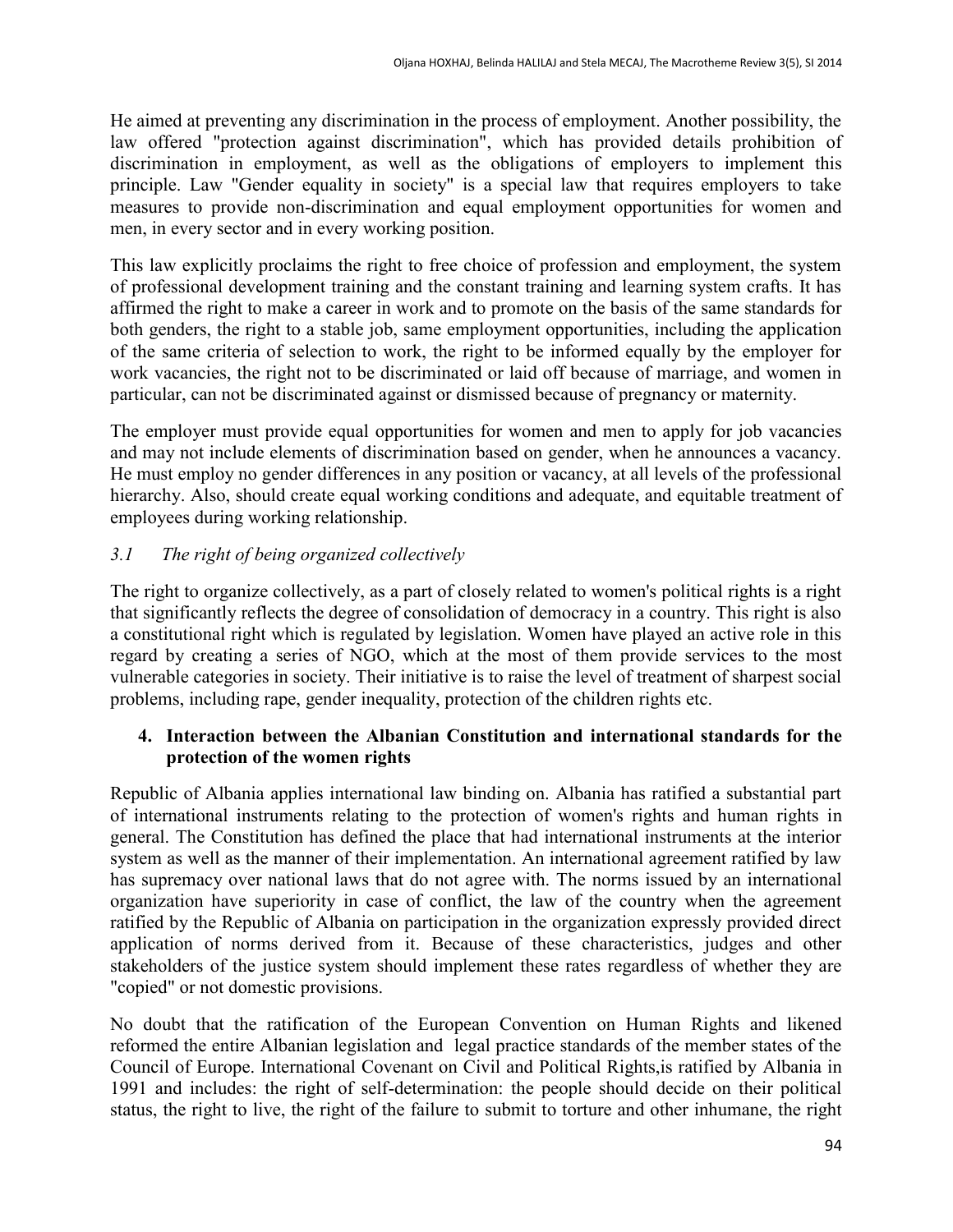He aimed at preventing any discrimination in the process of employment. Another possibility, the law offered "protection against discrimination", which has provided details prohibition of discrimination in employment, as well as the obligations of employers to implement this principle. Law "Gender equality in society" is a special law that requires employers to take measures to provide non-discrimination and equal employment opportunities for women and men, in every sector and in every working position.

This law explicitly proclaims the right to free choice of profession and employment, the system of professional development training and the constant training and learning system crafts. It has affirmed the right to make a career in work and to promote on the basis of the same standards for both genders, the right to a stable job, same employment opportunities, including the application of the same criteria of selection to work, the right to be informed equally by the employer for work vacancies, the right not to be discriminated or laid off because of marriage, and women in particular, can not be discriminated against or dismissed because of pregnancy or maternity.

The employer must provide equal opportunities for women and men to apply for job vacancies and may not include elements of discrimination based on gender, when he announces a vacancy. He must employ no gender differences in any position or vacancy, at all levels of the professional hierarchy. Also, should create equal working conditions and adequate, and equitable treatment of employees during working relationship.

### *3.1 The right of being organized collectively*

The right to organize collectively, as a part of closely related to women's political rights is a right that significantly reflects the degree of consolidation of democracy in a country. This right is also a constitutional right which is regulated by legislation. Women have played an active role in this regard by creating a series of NGO, which at the most of them provide services to the most vulnerable categories in society. Their initiative is to raise the level of treatment of sharpest social problems, including rape, gender inequality, protection of the children rights etc.

## 4. Interaction between the Albanian Constitution and international standards for the protection of the women rights

Republic of Albania applies international law binding on. Albania has ratified a substantial part of international instruments relating to the protection of women's rights and human rights in general. The Constitution has defined the place that had international instruments at the interior system as well as the manner of their implementation. An international agreement ratified by law has supremacy over national laws that do not agree with. The norms issued by an international organization have superiority in case of conflict, the law of the country when the agreement ratified by the Republic of Albania on participation in the organization expressly provided direct application of norms derived from it. Because of these characteristics, judges and other stakeholders of the justice system should implement these rates regardless of whether they are "copied" or not domestic provisions.

No doubt that the ratification of the European Convention on Human Rights and likened reformed the entire Albanian legislation and legal practice standards of the member states of the Council of Europe. International Covenant on Civil and Political Rights,is ratified by Albania in 1991 and includes: the right of self-determination: the people should decide on their political status, the right to live, the right of the failure to submit to torture and other inhumane, the right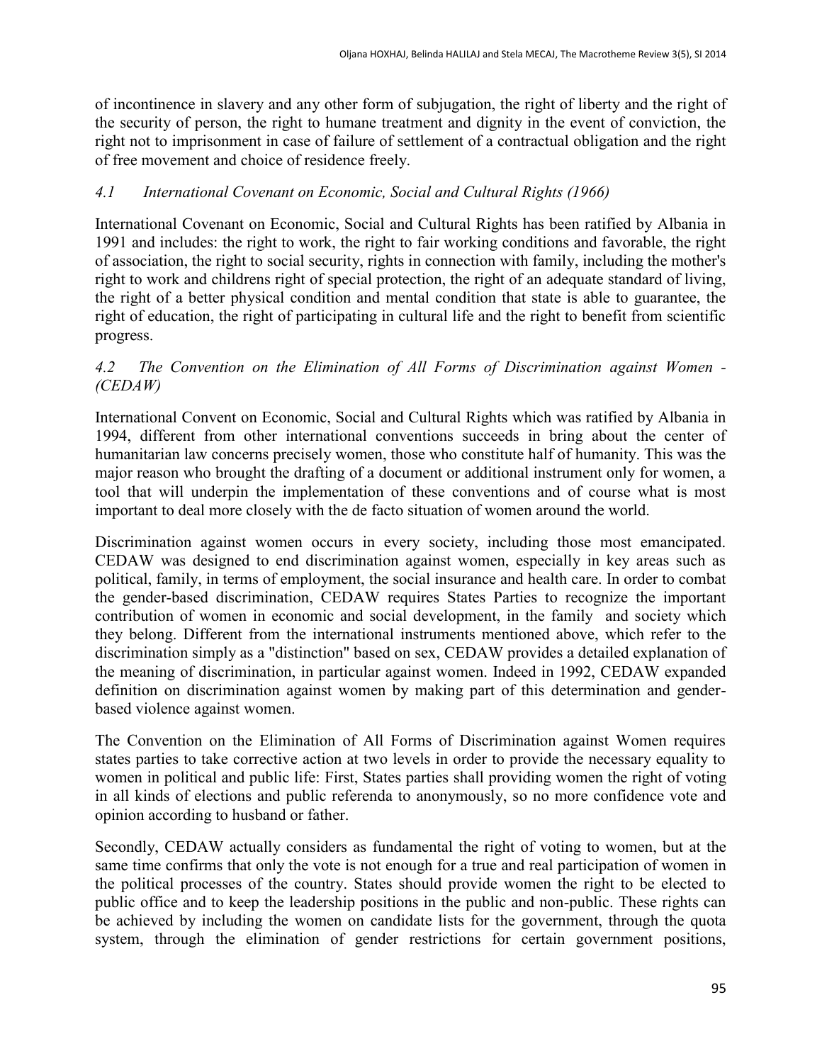of incontinence in slavery and any other form of subjugation, the right of liberty and the right of the security of person, the right to humane treatment and dignity in the event of conviction, the right not to imprisonment in case of failure of settlement of a contractual obligation and the right of free movement and choice of residence freely.

### *4.1 International Covenant on Economic, Social and Cultural Rights (1966)*

International Covenant on Economic, Social and Cultural Rights has been ratified by Albania in 1991 and includes: the right to work, the right to fair working conditions and favorable, the right of association, the right to social security, rights in connection with family, including the mother's right to work and childrens right of special protection, the right of an adequate standard of living, the right of a better physical condition and mental condition that state is able to guarantee, the right of education, the right of participating in cultural life and the right to benefit from scientific progress.

### *4.2 The Convention on the Elimination of All Forms of Discrimination against Women - (CEDAW)*

International Convent on Economic, Social and Cultural Rights which was ratified by Albania in 1994, different from other international conventions succeeds in bring about the center of humanitarian law concerns precisely women, those who constitute half of humanity. This was the major reason who brought the drafting of a document or additional instrument only for women, a tool that will underpin the implementation of these conventions and of course what is most important to deal more closely with the de facto situation of women around the world.

Discrimination against women occurs in every society, including those most emancipated. CEDAW was designed to end discrimination against women, especially in key areas such as political, family, in terms of employment, the social insurance and health care. In order to combat the gender-based discrimination, CEDAW requires States Parties to recognize the important contribution of women in economic and social development, in the family and society which they belong. Different from the international instruments mentioned above, which refer to the discrimination simply as a "distinction" based on sex, CEDAW provides a detailed explanation of the meaning of discrimination, in particular against women. Indeed in 1992, CEDAW expanded definition on discrimination against women by making part of this determination and gender-based violence against women.

The Convention on the Elimination of All Forms of Discrimination against Women requires states parties to take corrective action at two levels in order to provide the necessary equality to women in political and public life: First, States parties shall providing women the right of voting in all kinds of elections and public referenda to anonymously, so no more confidence vote and opinion according to husband or father.

Secondly, CEDAW actually considers as fundamental the right of voting to women, but at the same time confirms that only the vote is not enough for a true and real participation of women in the political processes of the country. States should provide women the right to be elected to public office and to keep the leadership positions in the public and non-public. These rights can be achieved by including the women on candidate lists for the government, through the quota system, through the elimination of gender restrictions for certain government positions,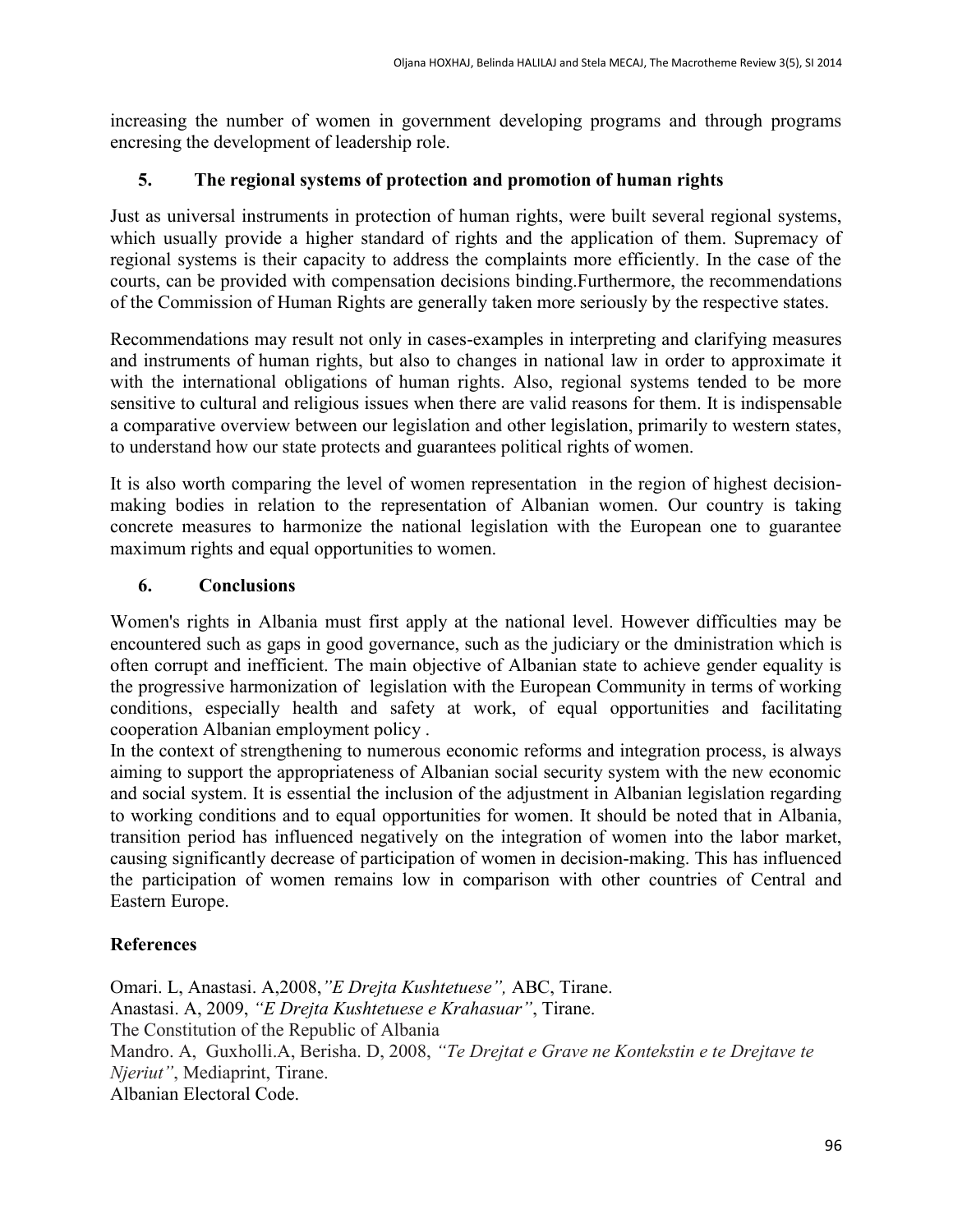increasing the number of women in government developing programs and through programs encresing the development of leadership role.

## 5. The regional systems of protection and promotion of human rights

Just as universal instruments in protection of human rights, were built several regional systems, which usually provide a higher standard of rights and the application of them. Supremacy of regional systems is their capacity to address the complaints more efficiently. In the case of the courts, can be provided with compensation decisions binding.Furthermore, the recommendations of the Commission of Human Rights are generally taken more seriously by the respective states.

Recommendations may result not only in cases-examples in interpreting and clarifying measures and instruments of human rights, but also to changes in national law in order to approximate it with the international obligations of human rights. Also, regional systems tended to be more sensitive to cultural and religious issues when there are valid reasons for them. It is indispensable a comparative overview between our legislation and other legislation, primarily to western states, to understand how our state protects and guarantees political rights of women.

It is also worth comparing the level of women representation in the region of highest decision-making bodies in relation to the representation of Albanian women. Our country is taking concrete measures to harmonize the national legislation with the European one to guarantee maximum rights and equal opportunities to women.

## 6. Conclusions

Women's rights in Albania must first apply at the national level. However difficulties may be encountered such as gaps in good governance, such as the judiciary or the dministration which is often corrupt and inefficient. The main objective of Albanian state to achieve gender equality is the progressive harmonization of legislation with the European Community in terms of working conditions, especially health and safety at work, of equal opportunities and facilitating cooperation Albanian employment policy .
In the context of strengthening to numerous economic reforms and integration process, is always aiming to support the appropriateness of Albanian social security system with the new economic and social system. It is essential the inclusion of the adjustment in Albanian legislation regarding to working conditions and to equal opportunities for women. It should be noted that in Albania, transition period has influenced negatively on the integration of women into the labor market, causing significantly decrease of participation of women in decision-making. This has influenced the participation of women remains low in comparison with other countries of Central and Eastern Europe.

## References

Omari. L, Anastasi. A,2008,*"E Drejta Kushtetuese",* ABC, Tirane.
Anastasi. A, 2009, *"E Drejta Kushtetuese e Krahasuar"*, Tirane.
The Constitution of the Republic of Albania
Mandro. A, Guxholli.A, Berisha. D, 2008, *"Te Drejtat e Grave ne Kontekstin e te Drejtave te Njeriut"*, Mediaprint, Tirane.
Albanian Electoral Code.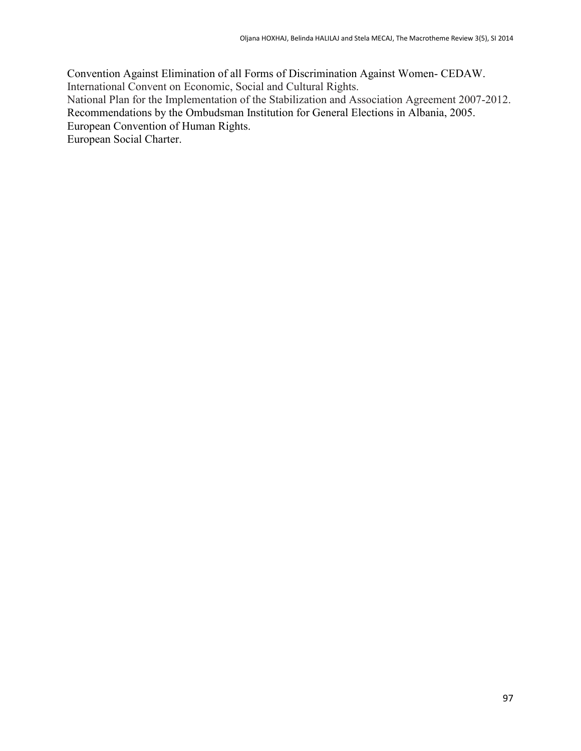Convention Against Elimination of all Forms of Discrimination Against Women- CEDAW.
International Convent on Economic, Social and Cultural Rights.
National Plan for the Implementation of the Stabilization and Association Agreement 2007-2012.
Recommendations by the Ombudsman Institution for General Elections in Albania, 2005.
European Convention of Human Rights.
European Social Charter.